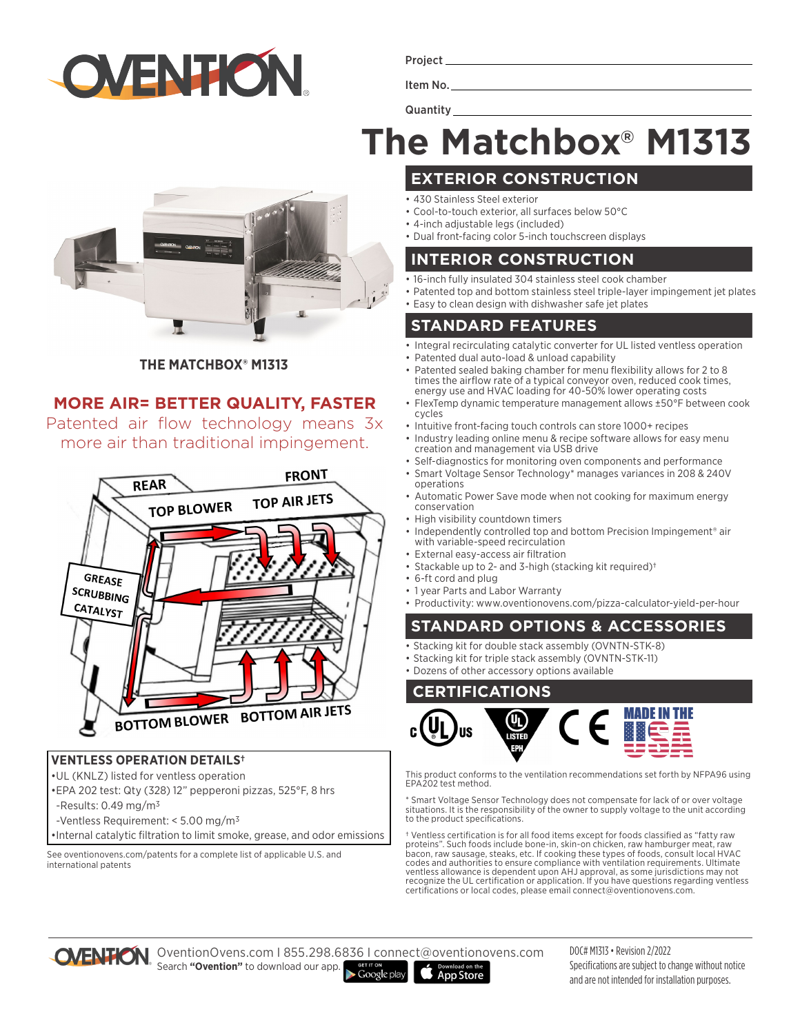Project

Item No.

Quantity

# The Matchbox® M1313

**THE MATCHBOX® M1313**

## MORE AIR= BETTER QUALITY, FASTER

Patented air flow technology means 3x more air than traditional impingement.

REAR | FRONT | TOP BLOWER | TOP AIR JETS | GREASE SCRUBBING CATALYST | BOTTOM BLOWER | BOTTOM AIR JETS

### VENTLESS OPERATION DETAILS†

- UL (KNLZ) listed for ventless operation
- EPA 202 test: Qty (328) 12" pepperoni pizzas, 525°F, 8 hrs
  - Results: 0.49 mg/m³
  - Ventless Requirement: < 5.00 mg/m³
- Internal catalytic filtration to limit smoke, grease, and odor emissions

See oventionovens.com/patents for a complete list of applicable U.S. and international patents

## EXTERIOR CONSTRUCTION

- 430 Stainless Steel exterior
- Cool-to-touch exterior, all surfaces below 50°C
- 4-inch adjustable legs (included)
- Dual front-facing color 5-inch touchscreen displays

## INTERIOR CONSTRUCTION

- 16-inch fully insulated 304 stainless steel cook chamber
- Patented top and bottom stainless steel triple-layer impingement jet plates
- Easy to clean design with dishwasher safe jet plates

## STANDARD FEATURES

- Integral recirculating catalytic converter for UL listed ventless operation
- Patented dual auto-load & unload capability
- Patented sealed baking chamber for menu flexibility allows for 2 to 8 times the airflow rate of a typical conveyor oven, reduced cook times, energy use and HVAC loading for 40-50% lower operating costs
- FlexTemp dynamic temperature management allows ±50°F between cook cycles
- Intuitive front-facing touch controls can store 1000+ recipes
- Industry leading online menu & recipe software allows for easy menu creation and management via USB drive
- Self-diagnostics for monitoring oven components and performance
- Smart Voltage Sensor Technology* manages variances in 208 & 240V operations
- Automatic Power Save mode when not cooking for maximum energy conservation
- High visibility countdown timers
- Independently controlled top and bottom Precision Impingement® air with variable-speed recirculation
- External easy-access air filtration
- Stackable up to 2- and 3-high (stacking kit required)†
- 6-ft cord and plug
- 1 year Parts and Labor Warranty
- Productivity: www.oventionovens.com/pizza-calculator-yield-per-hour

## STANDARD OPTIONS & ACCESSORIES

- Stacking kit for double stack assembly (OVNTN-STK-8)
- Stacking kit for triple stack assembly (OVNTN-STK-11)
- Dozens of other accessory options available

## CERTIFICATIONS

c UL us | UL LISTED EPH | CE | MADE IN THE USA

This product conforms to the ventilation recommendations set forth by NFPA96 using EPA202 test method.

* Smart Voltage Sensor Technology does not compensate for lack of or over voltage situations. It is the responsibility of the owner to supply voltage to the unit according to the product specifications.

† Ventless certification is for all food items except for foods classified as "fatty raw proteins". Such foods include bone-in, skin-on chicken, raw hamburger meat, raw bacon, raw sausage, steaks, etc. If cooking these types of foods, consult local HVAC codes and authorities to ensure compliance with ventilation requirements. Ultimate ventless allowance is dependent upon AHJ approval, as some jurisdictions may not recognize the UL certification or application. If you have questions regarding ventless certifications or local codes, please email connect@oventionovens.com.

OventionOvens.com I 855.298.6836 I connect@oventionovens.com
Search **"Ovention"** to download our app.

DOC# M1313 • Revision 2/2022
Specifications are subject to change without notice and are not intended for installation purposes.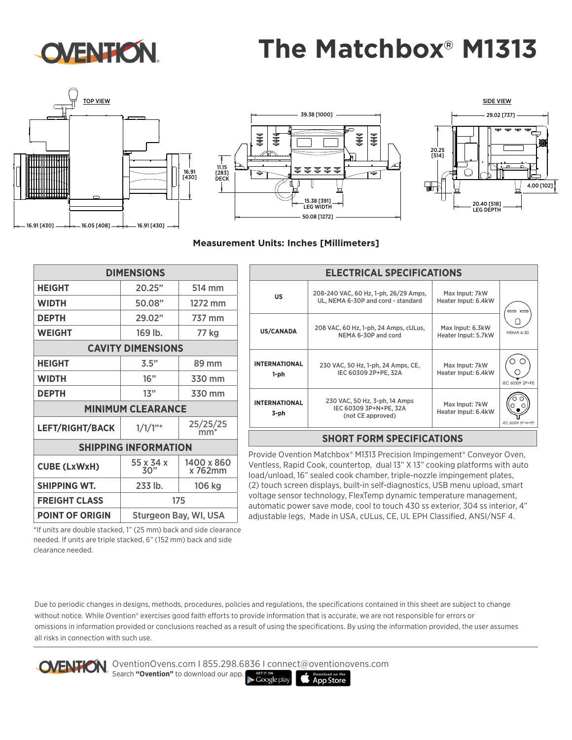# The Matchbox® M1313

TOP VIEW

SIDE VIEW

39.38 [1000]

29.02 [737]

20.25 [514]

16.91 [430]

11.15 [283] DECK

4.00 [102]

15.38 [391] LEG WIDTH

20.40 [518] LEG DEPTH

50.08 [1272]

16.91 [430] 16.05 [408] 16.91 [430]

**Measurement Units: Inches [Millimeters]**

| DIMENSIONS | | |
|---|---|---|
| **HEIGHT** | 20.25" | 514 mm |
| **WIDTH** | 50.08" | 1272 mm |
| **DEPTH** | 29.02" | 737 mm |
| **WEIGHT** | 169 lb. | 77 kg |
| **CAVITY DIMENSIONS** | | |
| **HEIGHT** | 3.5" | 89 mm |
| **WIDTH** | 16" | 330 mm |
| **DEPTH** | 13" | 330 mm |
| **MINIMUM CLEARANCE** | | |
| **LEFT/RIGHT/BACK** | 1/1/1"* | 25/25/25 mm* |
| **SHIPPING INFORMATION** | | |
| **CUBE (LxWxH)** | 55 x 34 x 30" | 1400 x 860 x 762mm |
| **SHIPPING WT.** | 233 lb. | 106 kg |
| **FREIGHT CLASS** | 175 | |
| **POINT OF ORIGIN** | Sturgeon Bay, WI, USA | |

*If units are double stacked, 1" (25 mm) back and side clearance needed. If units are triple stacked, 6" (152 mm) back and side clearance needed.

| ELECTRICAL SPECIFICATIONS | | | |
|---|---|---|---|
| **US** | 208-240 VAC, 60 Hz, 1-ph, 26/29 Amps, UL, NEMA 6-30P and cord - standard | Max Input: 7kW Heater Input: 6.4kW | NEMA 6-30 |
| **US/CANADA** | 208 VAC, 60 Hz, 1-ph, 24 Amps, cULus, NEMA 6-30P and cord | Max Input: 6.3kW Heater Input: 5.7kW | |
| **INTERNATIONAL 1-ph** | 230 VAC, 50 Hz, 1-ph, 24 Amps, CE, IEC 60309 2P+PE, 32A | Max Input: 7kW Heater Input: 6.4kW | IEC 60309 2P+PE |
| **INTERNATIONAL 3-ph** | 230 VAC, 50 Hz, 3-ph, 14 Amps IEC 60309 3P+N+PE, 32A (not CE approved) | Max Input: 7kW Heater Input: 6.4kW | IEC 60309 3P+N+PE |

## SHORT FORM SPECIFICATIONS

Provide Ovention Matchbox® M1313 Precision Impingement® Conveyor Oven, Ventless, Rapid Cook, countertop, dual 13" X 13" cooking platforms with auto load/unload, 16" sealed cook chamber, triple-nozzle impingement plates, (2) touch screen displays, built-in self-diagnostics, USB menu upload, smart voltage sensor technology, FlexTemp dynamic temperature management, automatic power save mode, cool to touch 430 ss exterior, 304 ss interior, 4" adjustable legs, Made in USA, cULus, CE, UL EPH Classified, ANSI/NSF 4.

Due to periodic changes in designs, methods, procedures, policies and regulations, the specifications contained in this sheet are subject to change without notice. While Ovention® exercises good faith efforts to provide information that is accurate, we are not responsible for errors or omissions in information provided or conclusions reached as a result of using the specifications. By using the information provided, the user assumes all risks in connection with such use.

OventionOvens.com I 855.298.6836 I connect@oventionovens.com
Search **"Ovention"** to download our app.